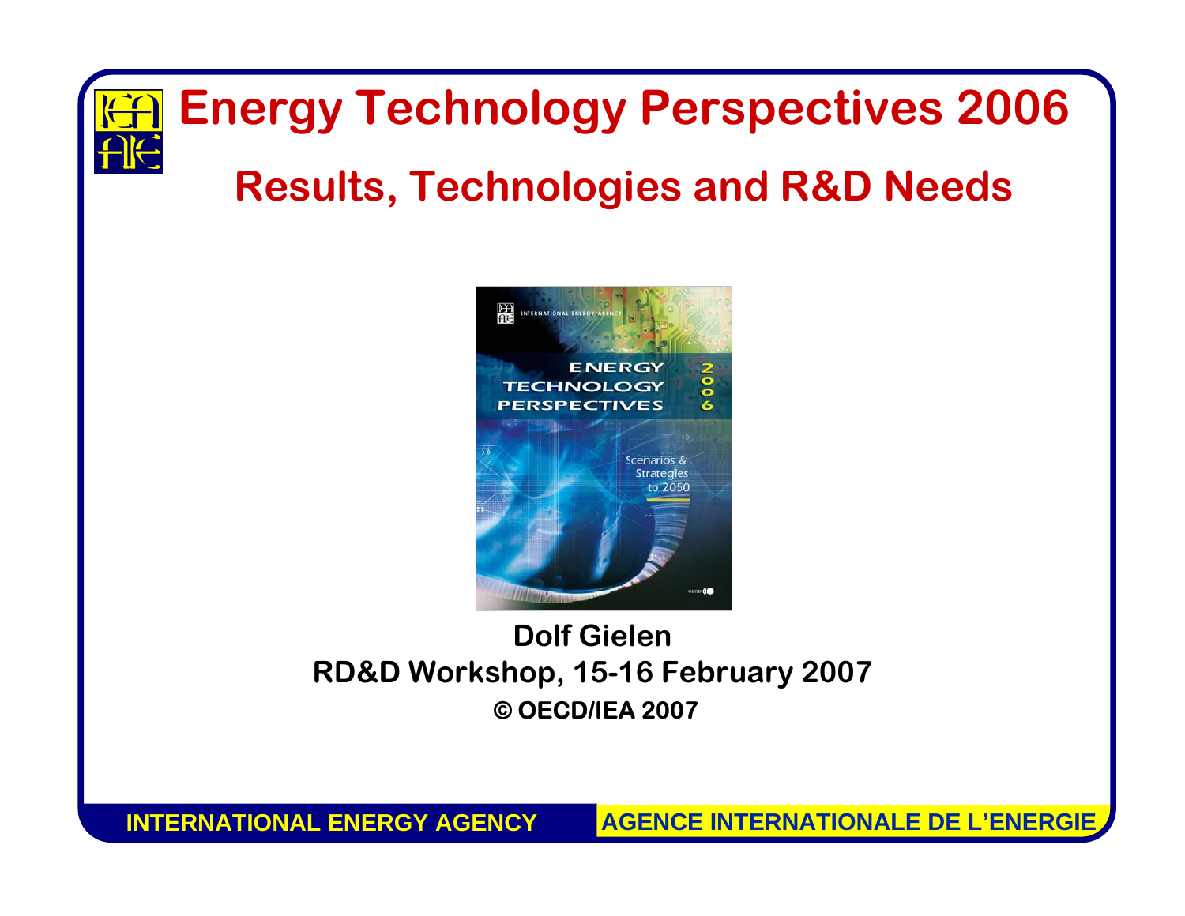# Energy Technology Perspectives 2006

## Results, Technologies and R&D Needs

**Dolf Gielen**

**RD&D Workshop, 15-16 February 2007**

**© OECD/IEA 2007**

INTERNATIONAL ENERGY AGENCY — AGENCE INTERNATIONALE DE L'ENERGIE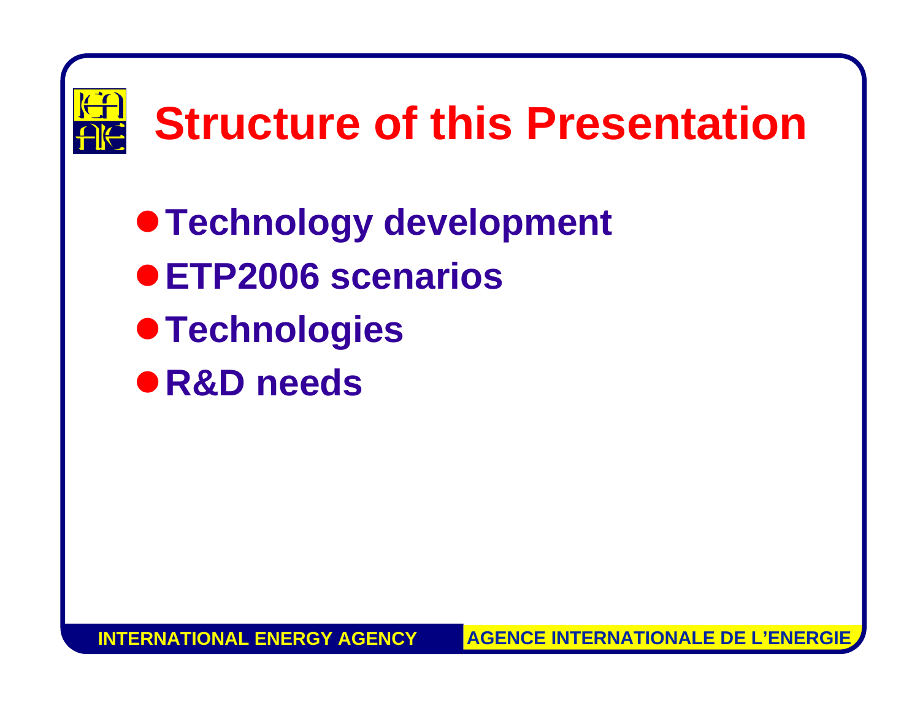# Structure of this Presentation

- **Technology development**
- **ETP2006 scenarios**
- **Technologies**
- **R&D needs**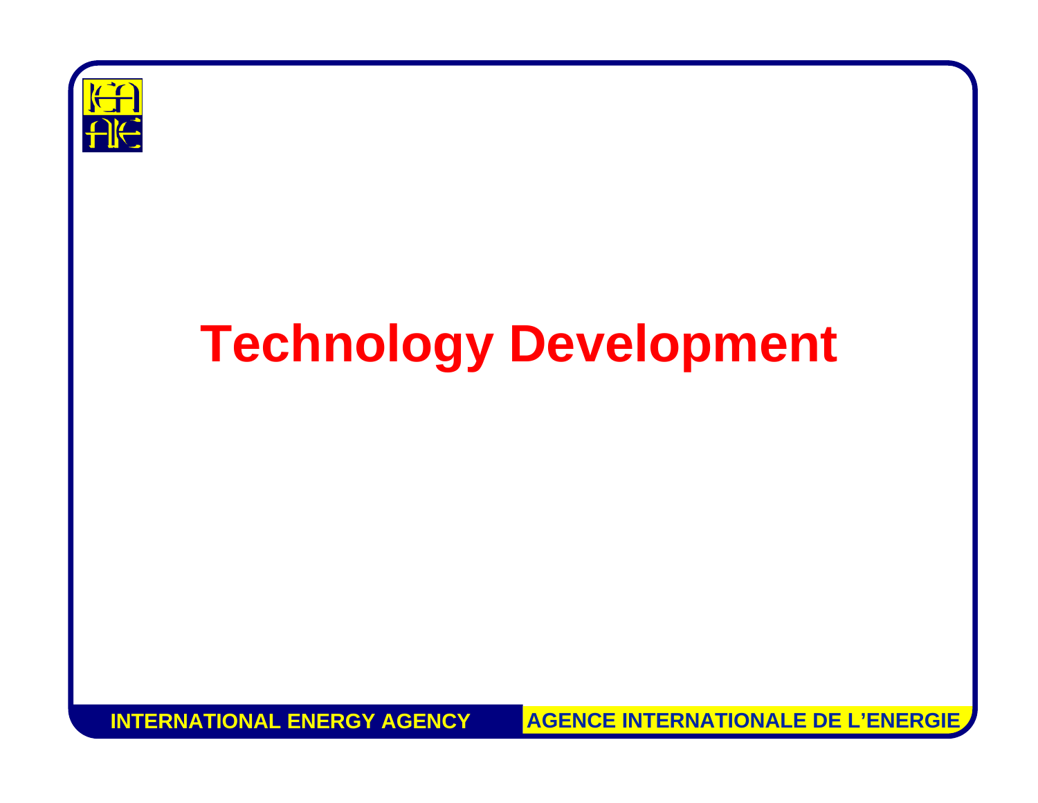# Technology Development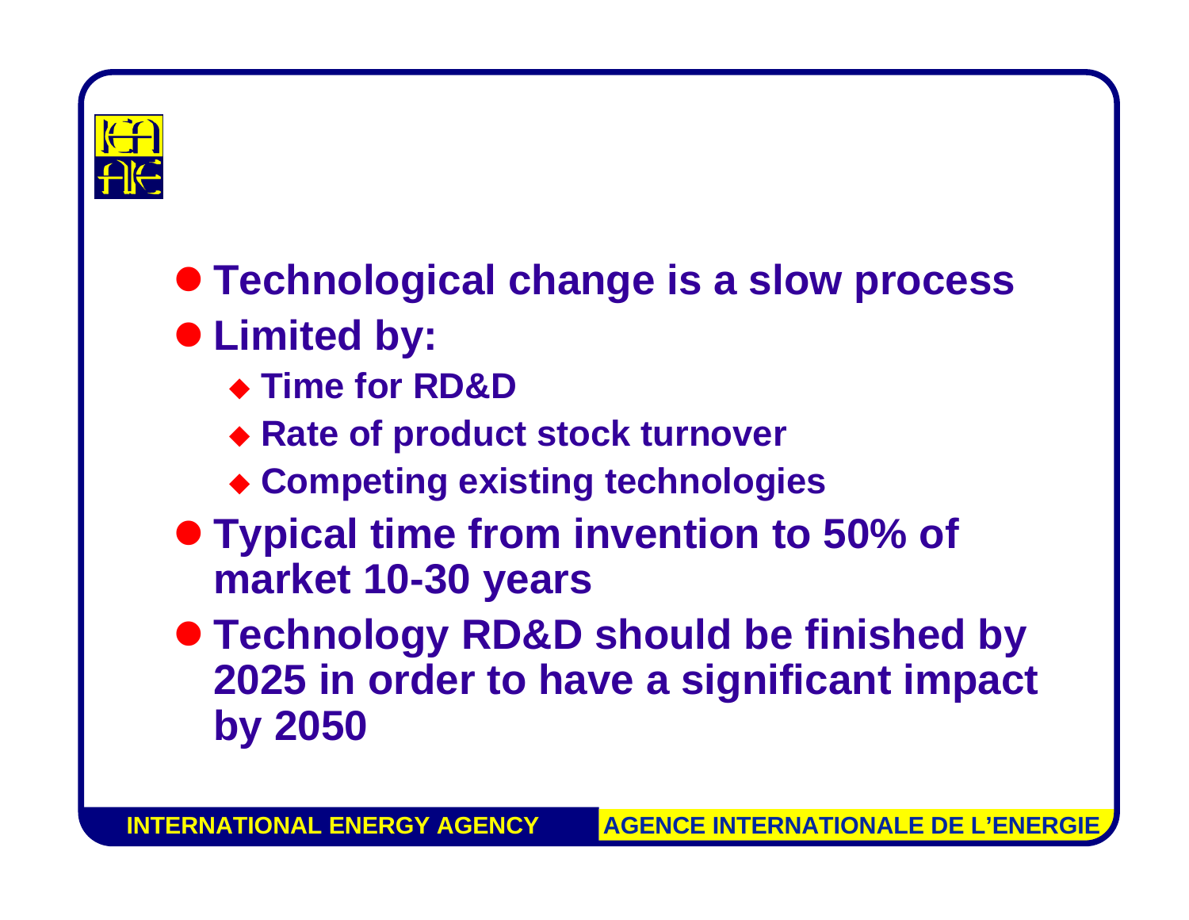- **Technological change is a slow process**
- **Limited by:**
  - **Time for RD&D**
  - **Rate of product stock turnover**
  - **Competing existing technologies**
- **Typical time from invention to 50% of market 10-30 years**
- **Technology RD&D should be finished by 2025 in order to have a significant impact by 2050**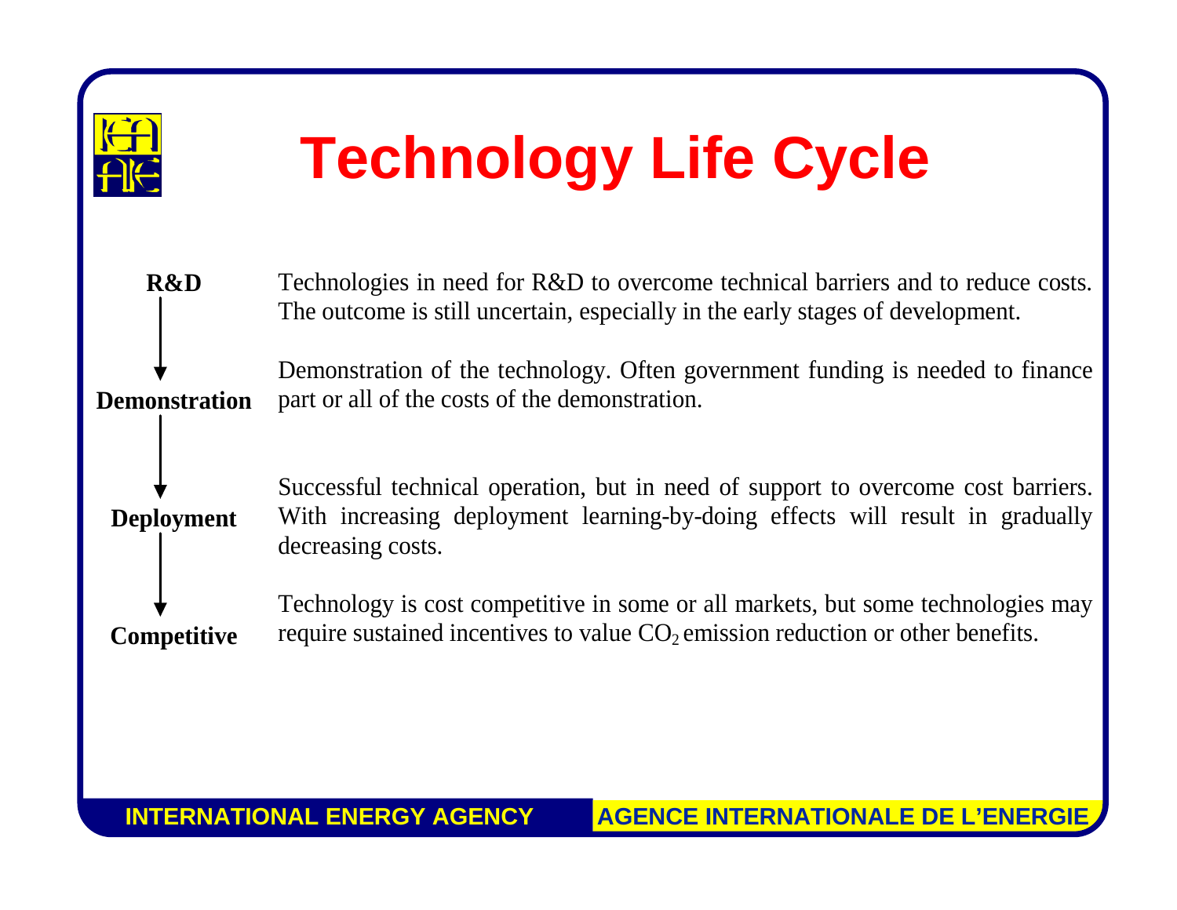# Technology Life Cycle

**R&D**

Technologies in need for R&D to overcome technical barriers and to reduce costs. The outcome is still uncertain, especially in the early stages of development.

↓

**Demonstration**

Demonstration of the technology. Often government funding is needed to finance part or all of the costs of the demonstration.

↓

**Deployment**

Successful technical operation, but in need of support to overcome cost barriers. With increasing deployment learning-by-doing effects will result in gradually decreasing costs.

↓

**Competitive**

Technology is cost competitive in some or all markets, but some technologies may require sustained incentives to value $CO_2$ emission reduction or other benefits.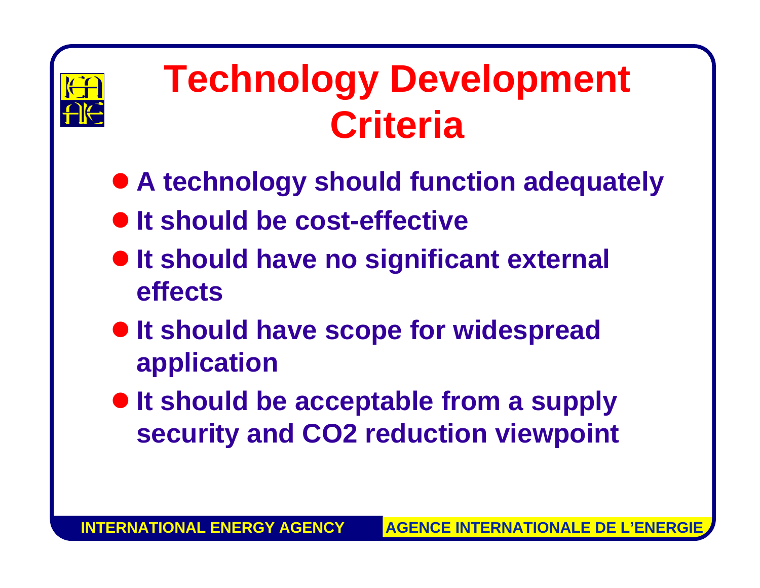# Technology Development Criteria

- A technology should function adequately
- It should be cost-effective
- It should have no significant external effects
- It should have scope for widespread application
- It should be acceptable from a supply security and $CO_2$ reduction viewpoint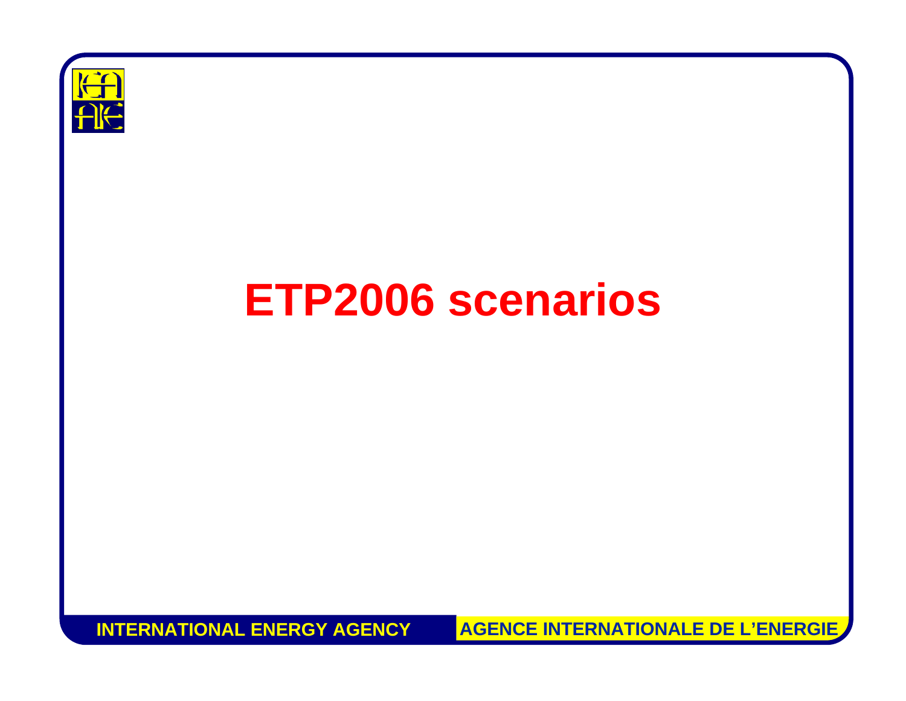# ETP2006 scenarios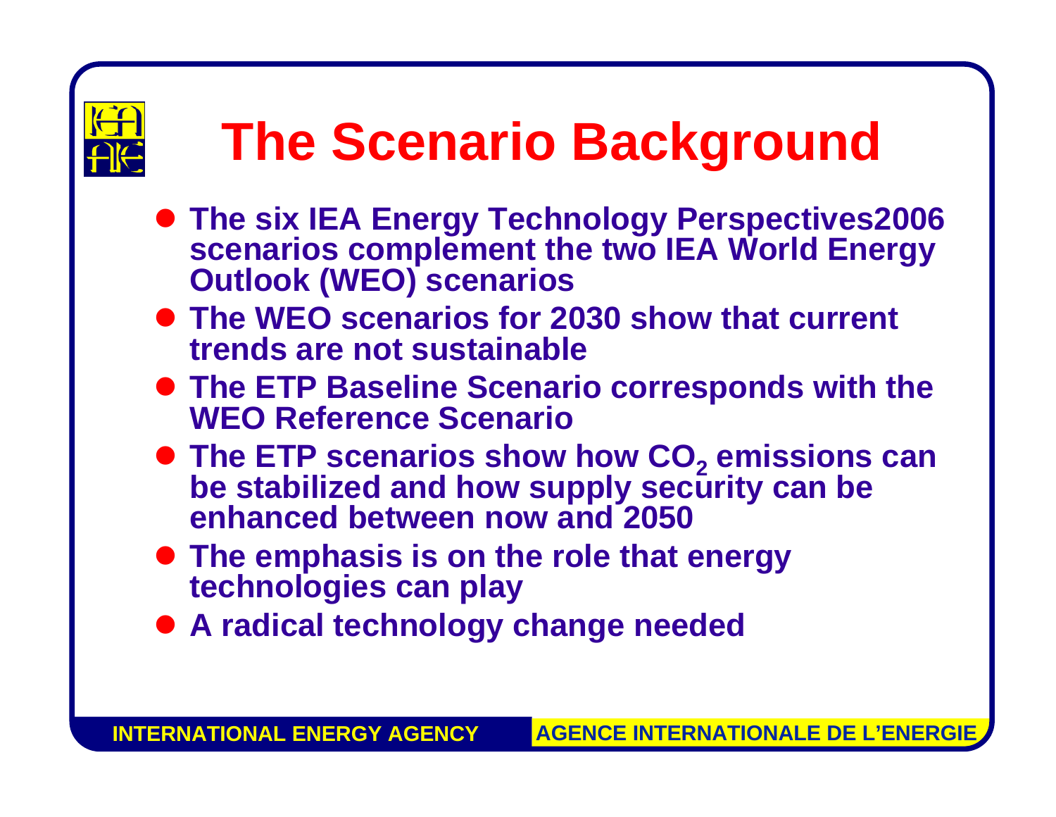# The Scenario Background

- The six IEA Energy Technology Perspectives2006 scenarios complement the two IEA World Energy Outlook (WEO) scenarios
- The WEO scenarios for 2030 show that current trends are not sustainable
- The ETP Baseline Scenario corresponds with the WEO Reference Scenario
- The ETP scenarios show how $CO_2$ emissions can be stabilized and how supply security can be enhanced between now and 2050
- The emphasis is on the role that energy technologies can play
- A radical technology change needed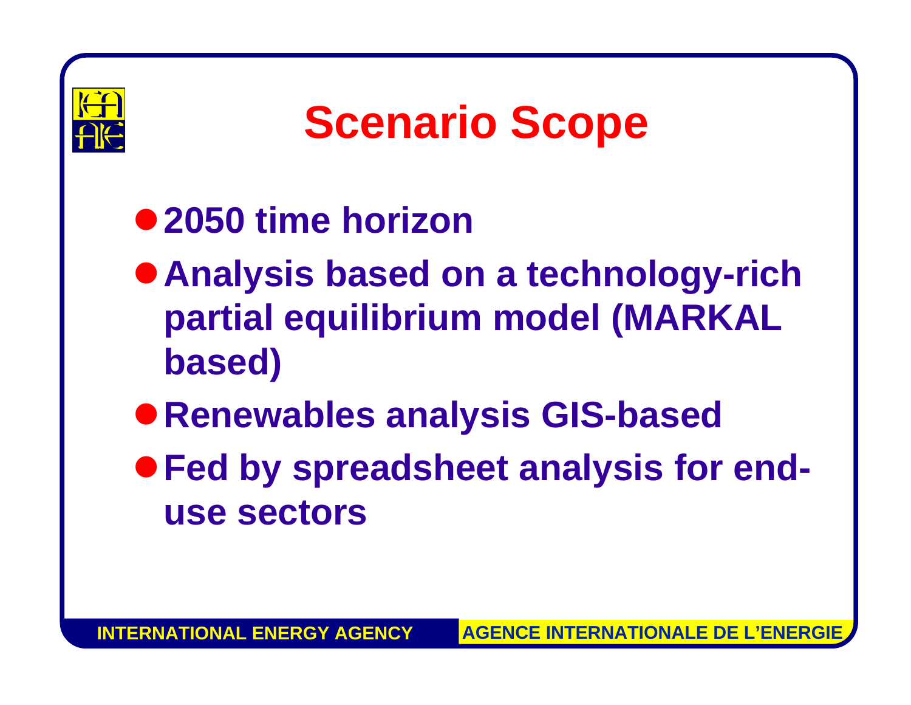# Scenario Scope

- **2050 time horizon**
- **Analysis based on a technology-rich partial equilibrium model (MARKAL based)**
- **Renewables analysis GIS-based**
- **Fed by spreadsheet analysis for end-use sectors**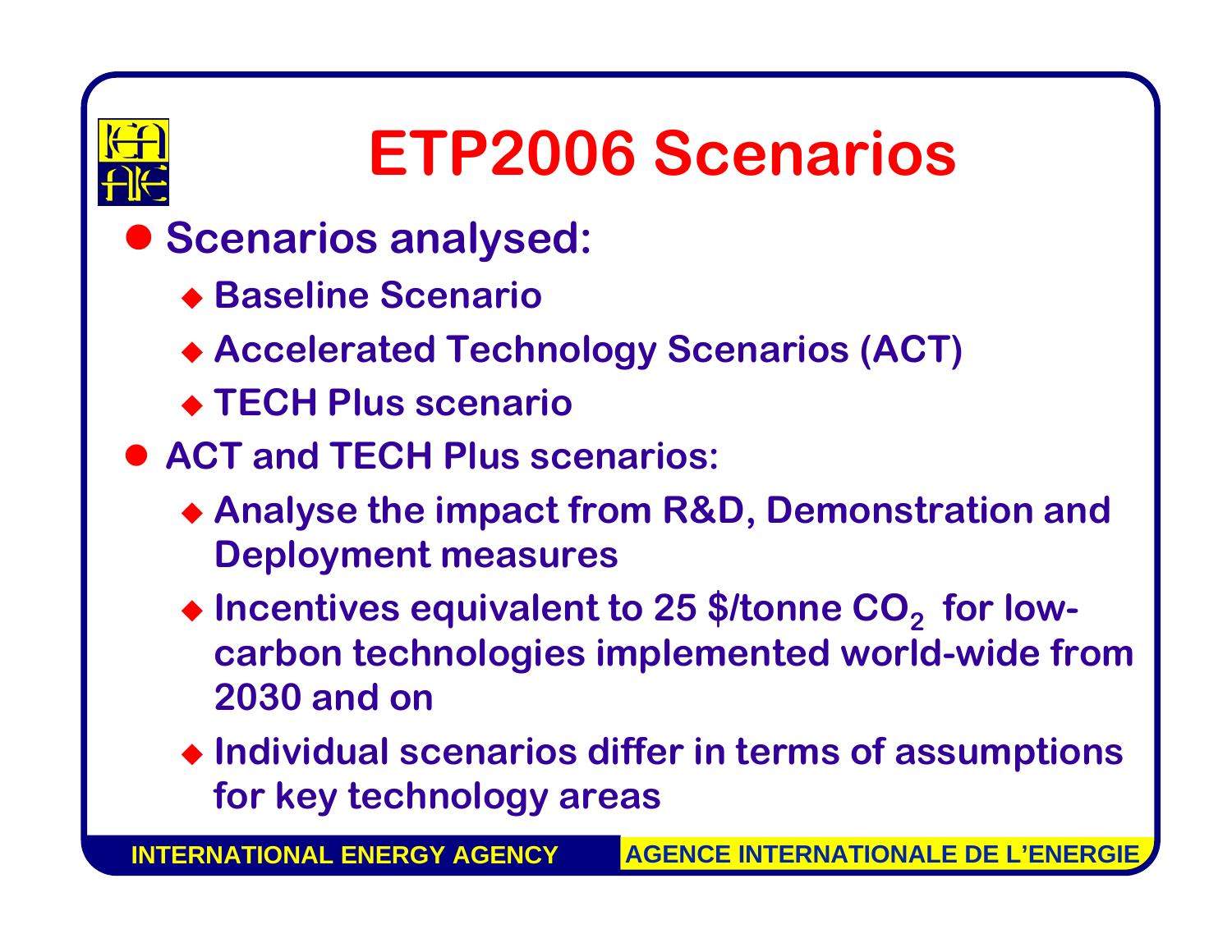# ETP2006 Scenarios

- **Scenarios analysed:**
  - **Baseline Scenario**
  - **Accelerated Technology Scenarios (ACT)**
  - **TECH Plus scenario**
- **ACT and TECH Plus scenarios:**
  - **Analyse the impact from R&D, Demonstration and Deployment measures**
  - **Incentives equivalent to 25 $/tonne $CO_2$ for low-carbon technologies implemented world-wide from 2030 and on**
  - **Individual scenarios differ in terms of assumptions for key technology areas**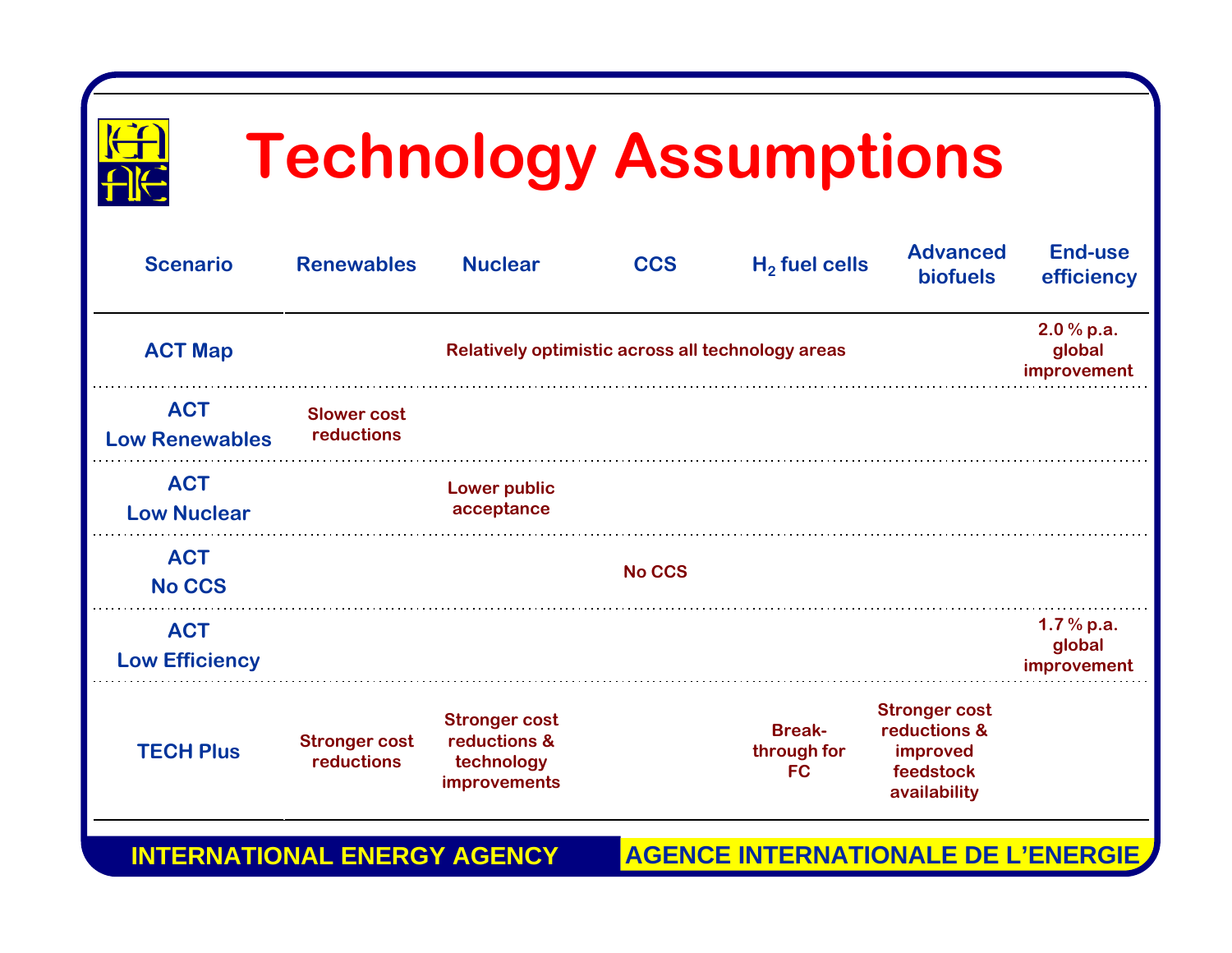# Technology Assumptions

| Scenario | Renewables | Nuclear | CCS | $H_2$ fuel cells | Advanced biofuels | End-use efficiency |
|---|---|---|---|---|---|---|
| ACT Map | Relatively optimistic across all technology areas | | | | | 2.0 % p.a. global improvement |
| ACT Low Renewables | Slower cost reductions | | | | | |
| ACT Low Nuclear | | Lower public acceptance | | | | |
| ACT No CCS | | | No CCS | | | |
| ACT Low Efficiency | | | | | | 1.7 % p.a. global improvement |
| TECH Plus | Stronger cost reductions | Stronger cost reductions & technology improvements | | Break-through for FC | Stronger cost reductions & improved feedstock availability | |

INTERNATIONAL ENERGY AGENCY AGENCE INTERNATIONALE DE L'ENERGIE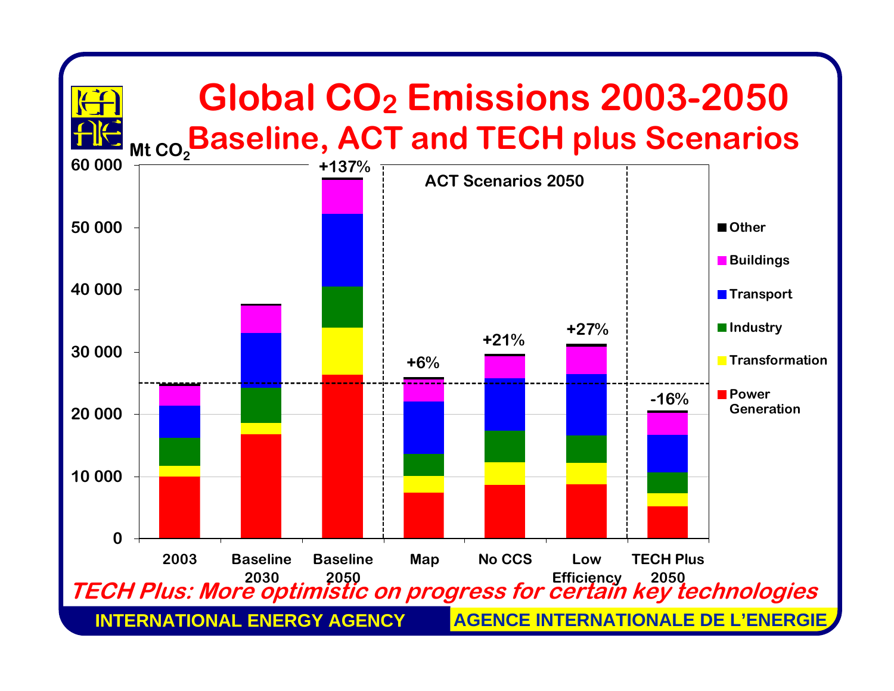# Global $CO_2$ Emissions 2003-2050

## Baseline, ACT and TECH plus Scenarios

Mt $CO_2$

| | 2003 | Baseline 2030 | Baseline 2050 | Map | No CCS | Low Efficiency | TECH Plus 2050 |
|---|---|---|---|---|---|---|---|
| Change vs 2003 | | | +137% | +6% | +21% | +27% | -16% |

ACT Scenarios 2050: Map, No CCS, Low Efficiency

Legend: Other, Buildings, Transport, Industry, Transformation, Power Generation

*TECH Plus: More optimistic on progress for certain key technologies*

INTERNATIONAL ENERGY AGENCY — AGENCE INTERNATIONALE DE L'ENERGIE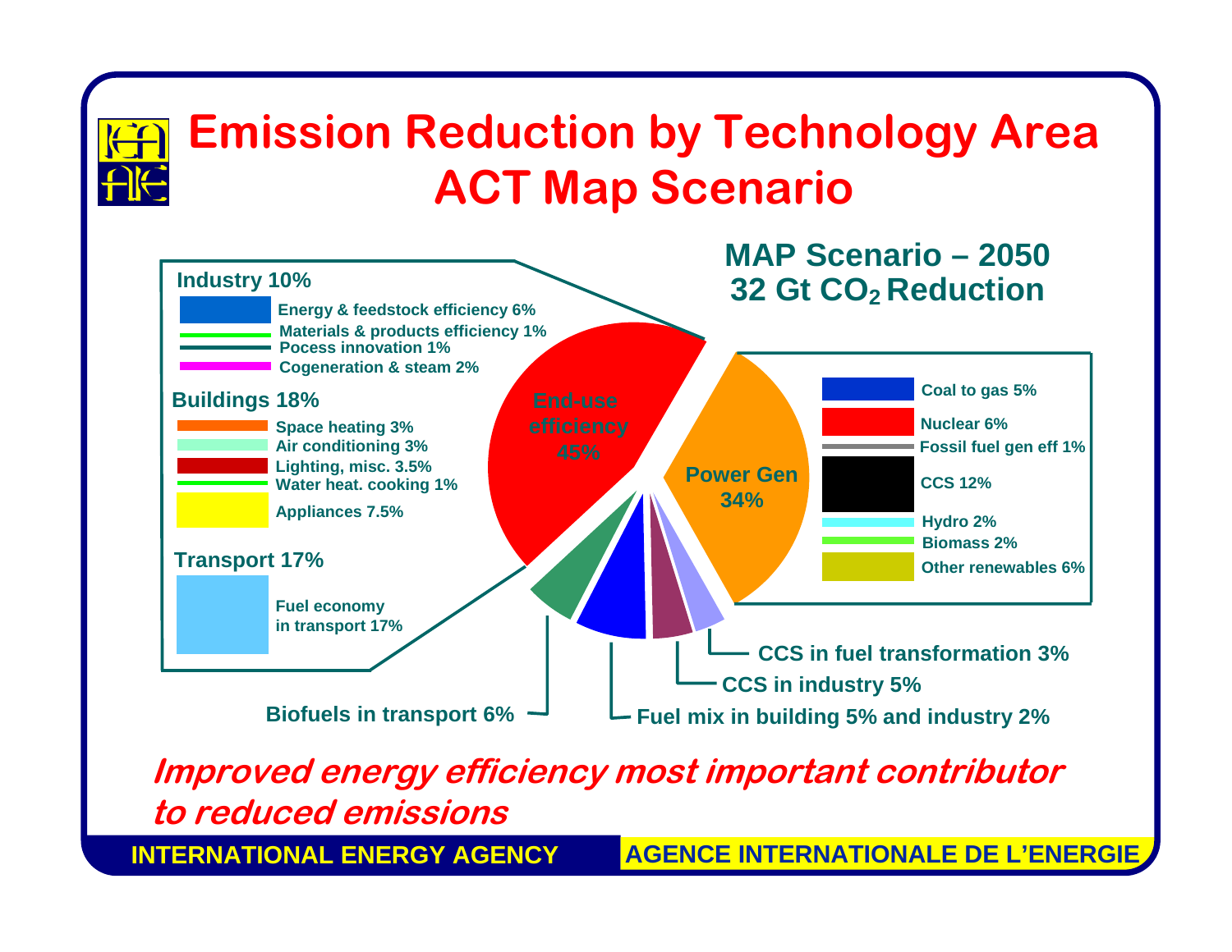# Emission Reduction by Technology Area ACT Map Scenario

## MAP Scenario – 2050
## 32 Gt $CO_2$ Reduction

**Industry 10%**
- Energy & feedstock efficiency 6%
- Materials & products efficiency 1%
- Pocess innovation 1%
- Cogeneration & steam 2%

**Buildings 18%**
- Space heating 3%
- Air conditioning 3%
- Lighting, misc. 3.5%
- Water heat. cooking 1%
- Appliances 7.5%

**Transport 17%**
- Fuel economy in transport 17%

**End-use efficiency 45%**

**Power Gen 34%**
- Coal to gas 5%
- Nuclear 6%
- Fossil fuel gen eff 1%
- CCS 12%
- Hydro 2%
- Biomass 2%
- Other renewables 6%

- Biofuels in transport 6%
- Fuel mix in building 5% and industry 2%
- CCS in industry 5%
- CCS in fuel transformation 3%

***Improved energy efficiency most important contributor to reduced emissions***

INTERNATIONAL ENERGY AGENCY — AGENCE INTERNATIONALE DE L'ENERGIE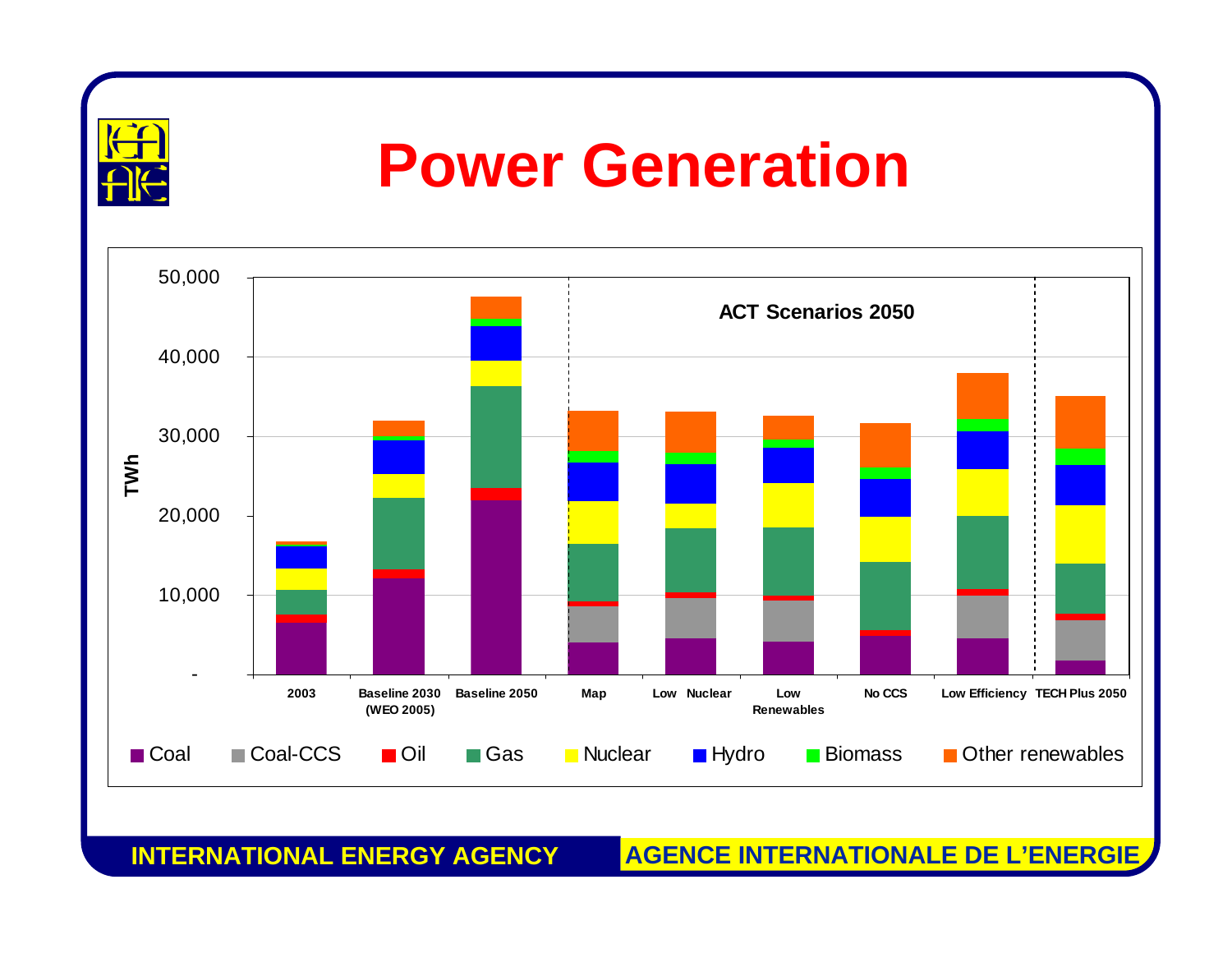# Power Generation

TWh

50,000
40,000
30,000
20,000
10,000
-

ACT Scenarios 2050

2003 | Baseline 2030 (WEO 2005) | Baseline 2050 | Map | Low Nuclear | Low Renewables | No CCS | Low Efficiency | TECH Plus 2050

Coal | Coal-CCS | Oil | Gas | Nuclear | Hydro | Biomass | Other renewables

INTERNATIONAL ENERGY AGENCY AGENCE INTERNATIONALE DE L'ENERGIE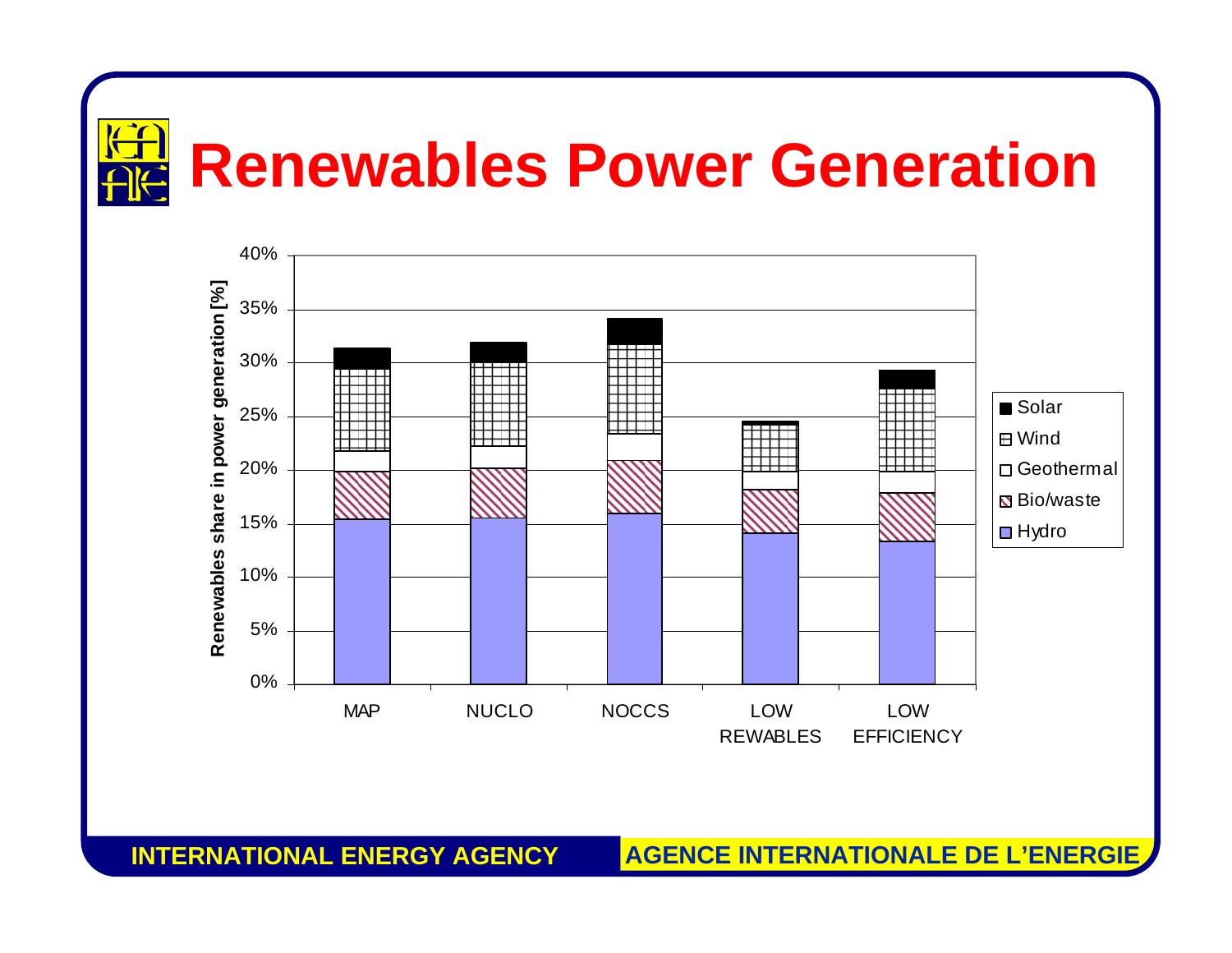# Renewables Power Generation

Renewables share in power generation [%]

| Scenario | Hydro | Bio/waste | Geothermal | Wind | Solar |
|---|---|---|---|---|---|
| MAP | | | | | |
| NUCLO | | | | | |
| NOCCS | | | | | |
| LOW REWABLES | | | | | |
| LOW EFFICIENCY | | | | | |

INTERNATIONAL ENERGY AGENCY — AGENCE INTERNATIONALE DE L'ENERGIE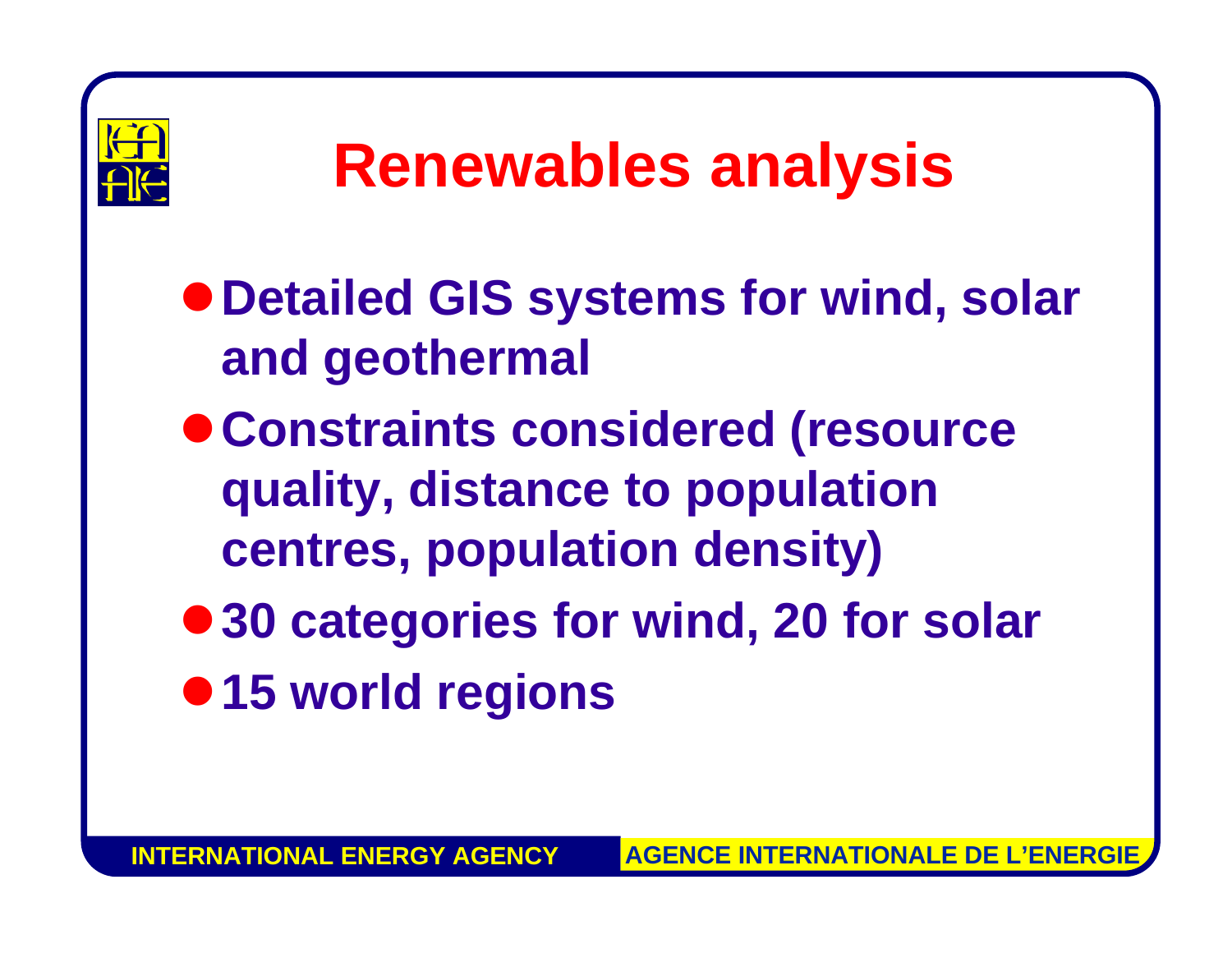# Renewables analysis

- Detailed GIS systems for wind, solar and geothermal
- Constraints considered (resource quality, distance to population centres, population density)
- 30 categories for wind, 20 for solar
- 15 world regions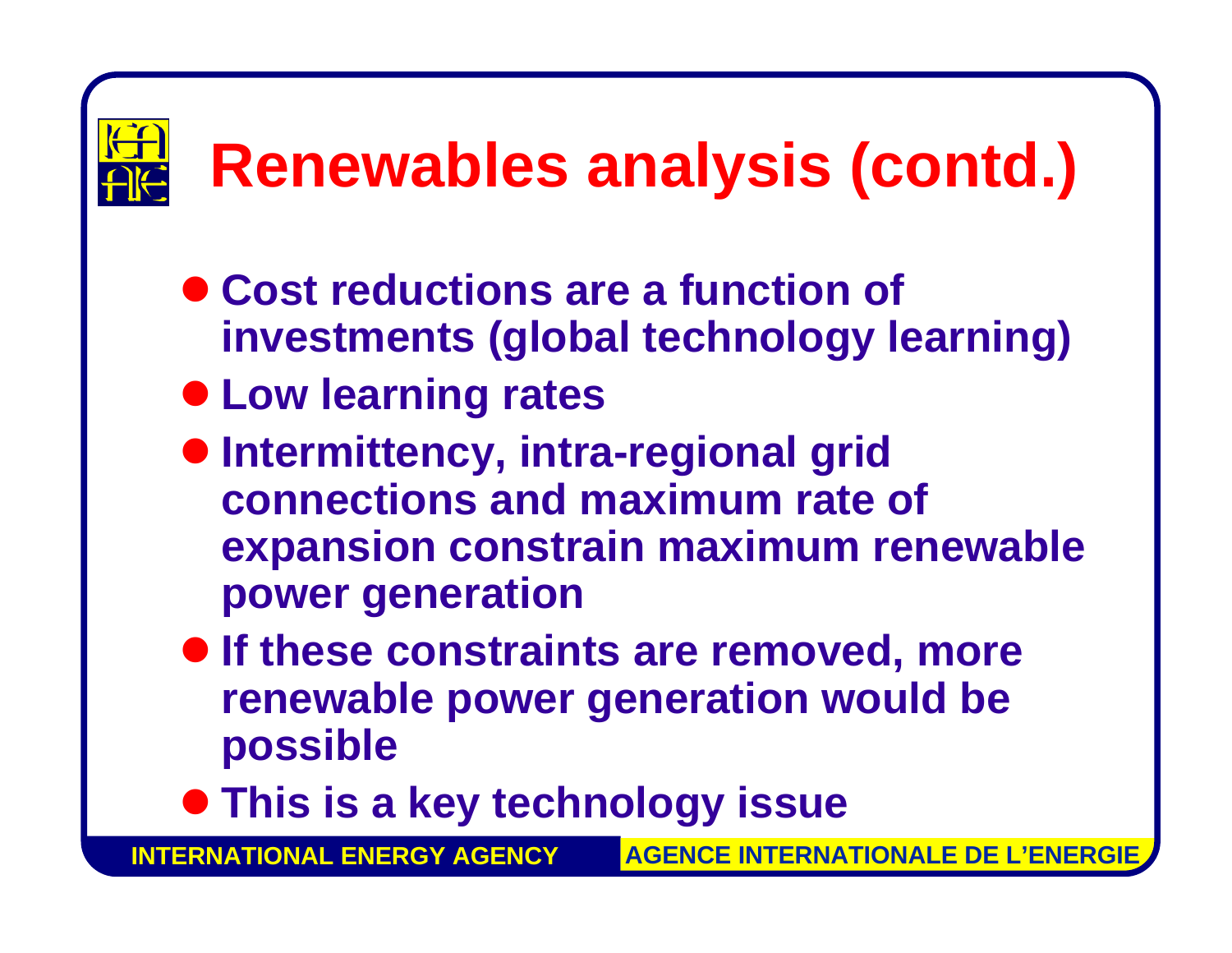# Renewables analysis (contd.)

- Cost reductions are a function of investments (global technology learning)
- Low learning rates
- Intermittency, intra-regional grid connections and maximum rate of expansion constrain maximum renewable power generation
- If these constraints are removed, more renewable power generation would be possible
- This is a key technology issue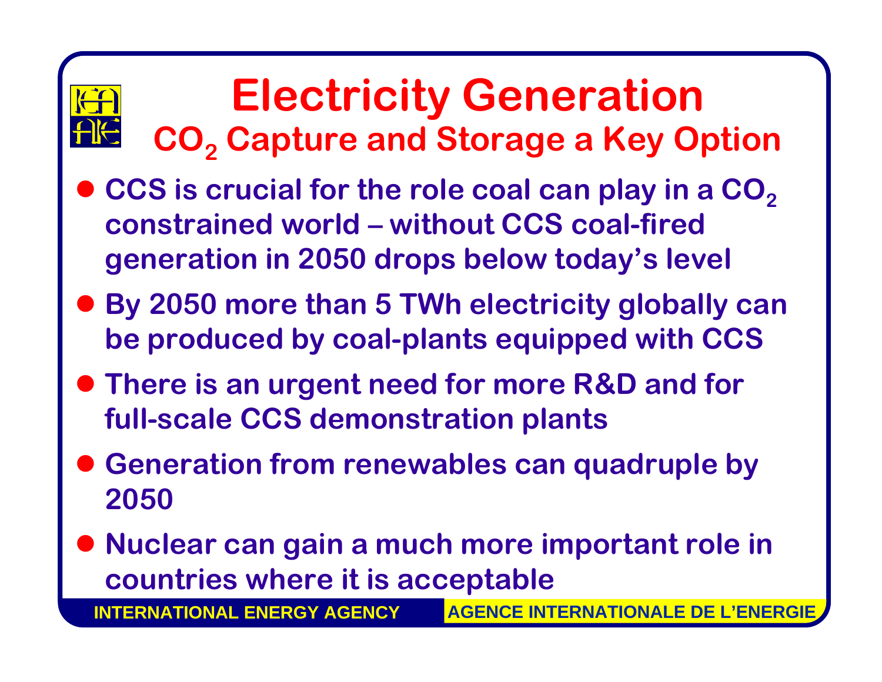# Electricity Generation

## $CO_2$ Capture and Storage a Key Option

- CCS is crucial for the role coal can play in a $CO_2$ constrained world – without CCS coal-fired generation in 2050 drops below today's level
- By 2050 more than 5 TWh electricity globally can be produced by coal-plants equipped with CCS
- There is an urgent need for more R&D and for full-scale CCS demonstration plants
- Generation from renewables can quadruple by 2050
- Nuclear can gain a much more important role in countries where it is acceptable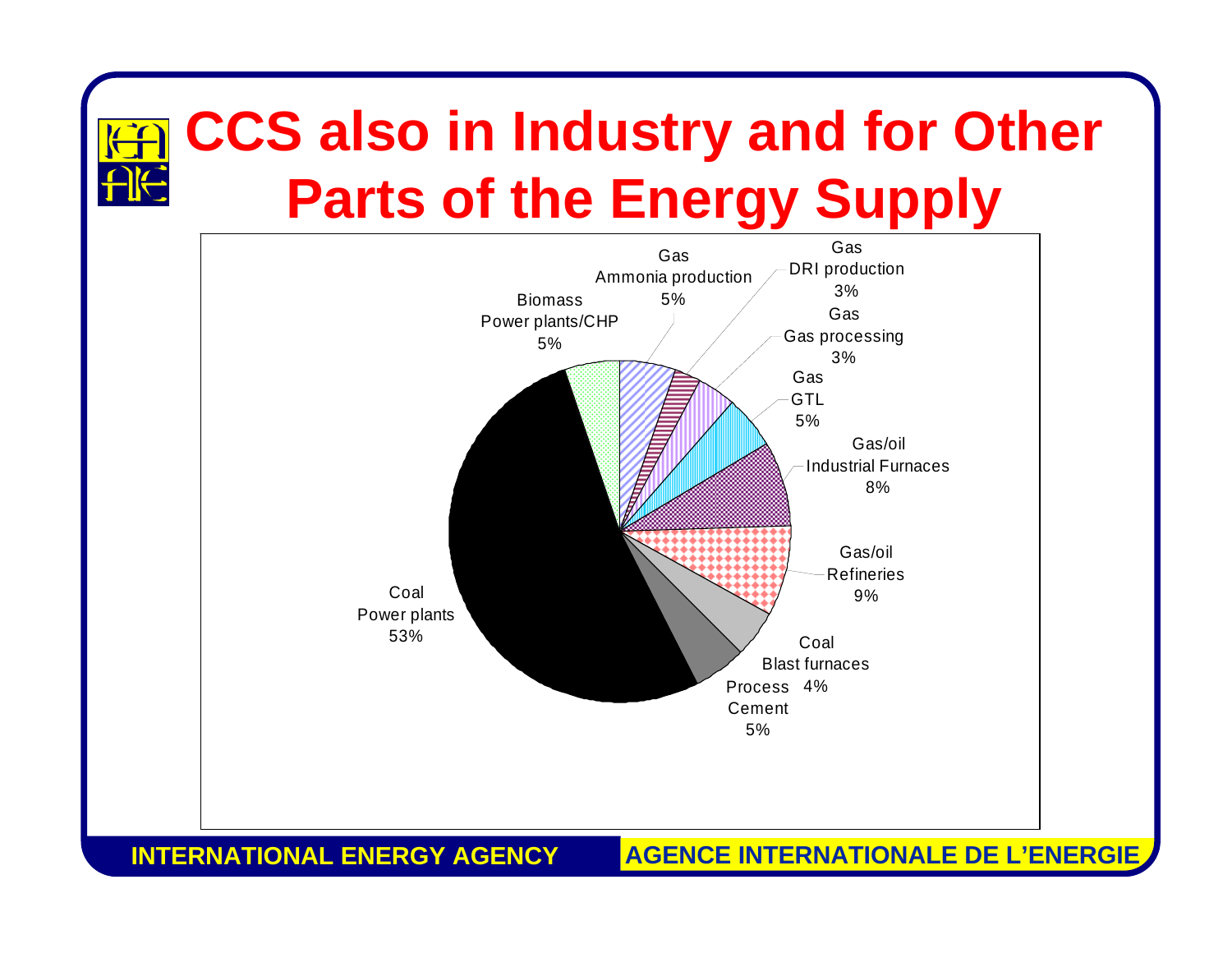# CCS also in Industry and for Other Parts of the Energy Supply

- Coal Power plants 53%
- Biomass Power plants/CHP 5%
- Gas Ammonia production 5%
- Gas DRI production 3%
- Gas Gas processing 3%
- Gas GTL 5%
- Gas/oil Industrial Furnaces 8%
- Gas/oil Refineries 9%
- Coal Blast furnaces 4%
- Process Cement 5%

INTERNATIONAL ENERGY AGENCY | AGENCE INTERNATIONALE DE L'ENERGIE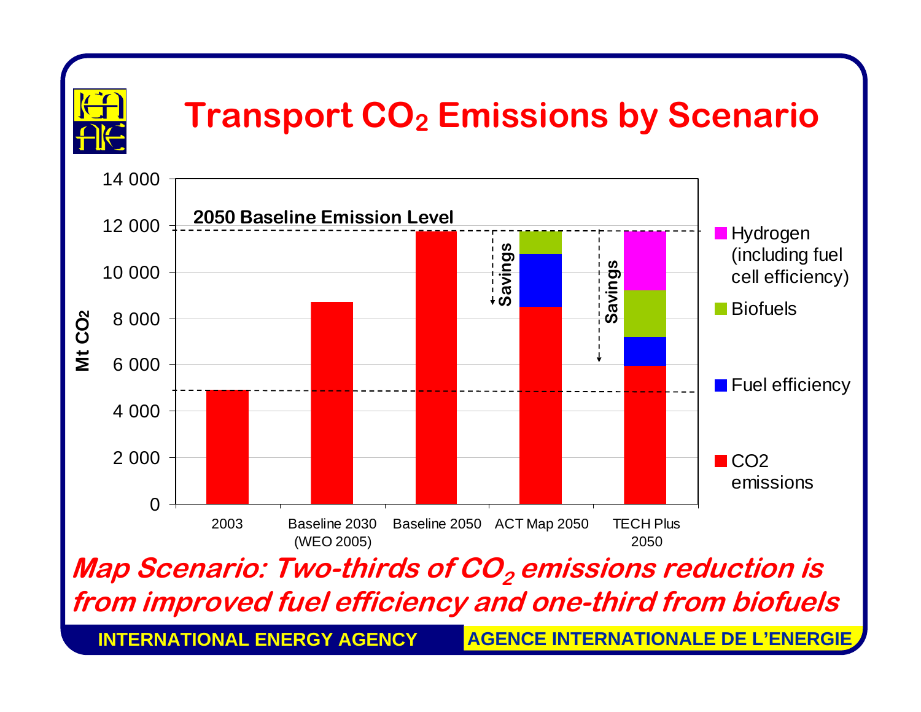# Transport $CO_2$ Emissions by Scenario

| Scenario | CO2 emissions | Fuel efficiency | Biofuels | Hydrogen (including fuel cell efficiency) |
|---|---|---|---|---|
| 2003 | ~4 900 | | | |
| Baseline 2030 (WEO 2005) | ~8 700 | | | |
| Baseline 2050 | ~11 750 | | | |
| ACT Map 2050 | ~8 500 | ~2 250 | ~1 000 | |
| TECH Plus 2050 | ~5 950 | ~1 250 | ~2 000 | ~2 550 |

Y-axis: Mt $CO_2$ (0 to 14 000)

2050 Baseline Emission Level

Savings

*Map Scenario: Two-thirds of $CO_2$ emissions reduction is from improved fuel efficiency and one-third from biofuels*

**INTERNATIONAL ENERGY AGENCY** **AGENCE INTERNATIONALE DE L'ENERGIE**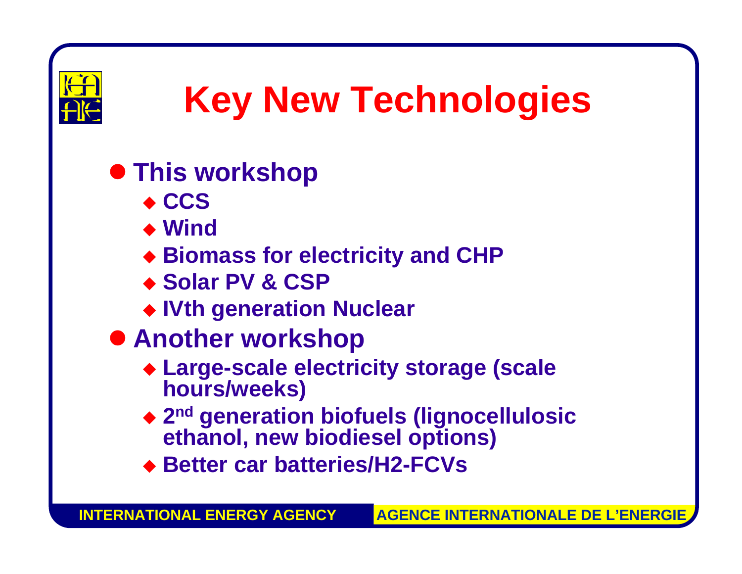# Key New Technologies

- **This workshop**
  - **CCS**
  - **Wind**
  - **Biomass for electricity and CHP**
  - **Solar PV & CSP**
  - **IVth generation Nuclear**
- **Another workshop**
  - **Large-scale electricity storage (scale hours/weeks)**
  - **2nd generation biofuels (lignocellulosic ethanol, new biodiesel options)**
  - **Better car batteries/H2-FCVs**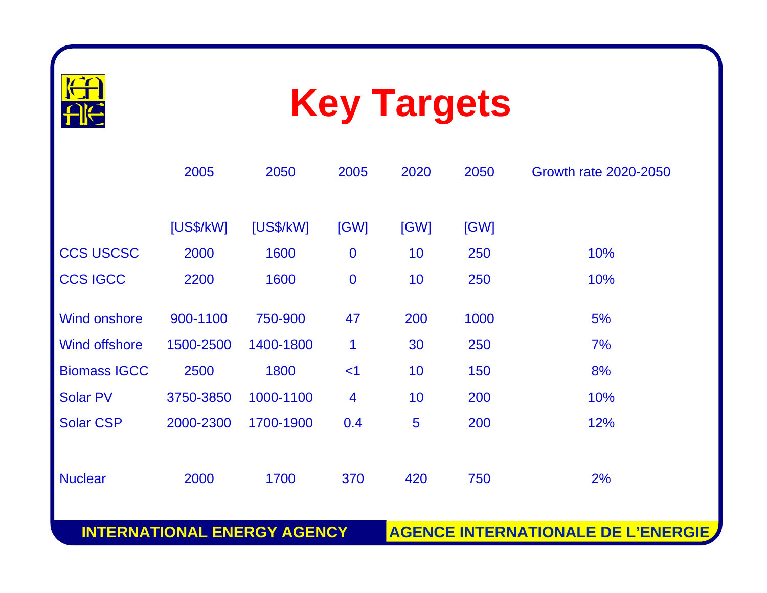# Key Targets

| | 2005 | 2050 | 2005 | 2020 | 2050 | Growth rate 2020-2050 |
|---|---|---|---|---|---|---|
| | [US$/kW] | [US$/kW] | [GW] | [GW] | [GW] | |
| CCS USCSC | 2000 | 1600 | 0 | 10 | 250 | 10% |
| CCS IGCC | 2200 | 1600 | 0 | 10 | 250 | 10% |
| Wind onshore | 900-1100 | 750-900 | 47 | 200 | 1000 | 5% |
| Wind offshore | 1500-2500 | 1400-1800 | 1 | 30 | 250 | 7% |
| Biomass IGCC | 2500 | 1800 | <1 | 10 | 150 | 8% |
| Solar PV | 3750-3850 | 1000-1100 | 4 | 10 | 200 | 10% |
| Solar CSP | 2000-2300 | 1700-1900 | 0.4 | 5 | 200 | 12% |
| Nuclear | 2000 | 1700 | 370 | 420 | 750 | 2% |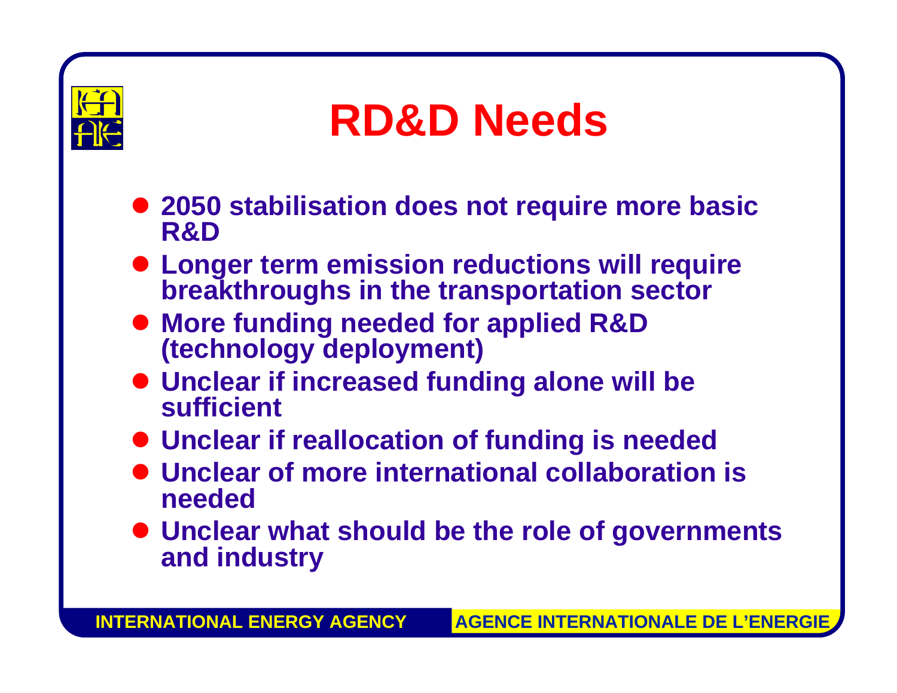# RD&D Needs

- 2050 stabilisation does not require more basic R&D
- Longer term emission reductions will require breakthroughs in the transportation sector
- More funding needed for applied R&D (technology deployment)
- Unclear if increased funding alone will be sufficient
- Unclear if reallocation of funding is needed
- Unclear of more international collaboration is needed
- Unclear what should be the role of governments and industry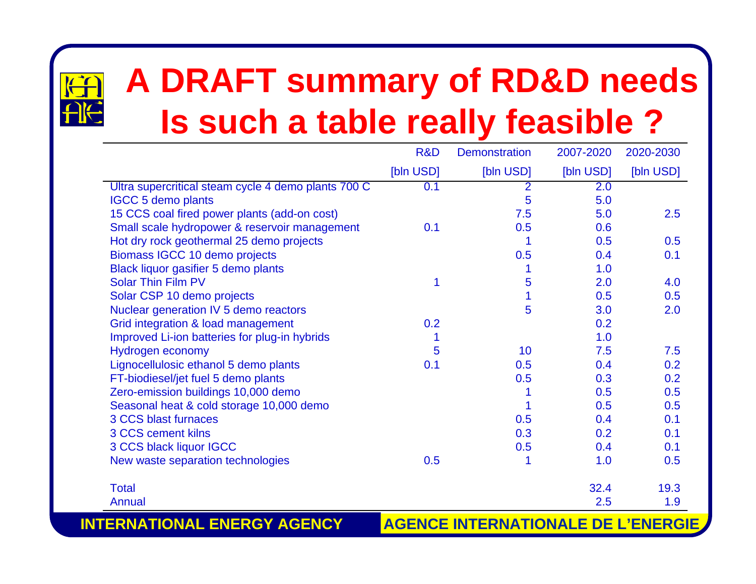# A DRAFT summary of RD&D needs
# Is such a table really feasible ?

| | R&D [bln USD] | Demonstration [bln USD] | 2007-2020 [bln USD] | 2020-2030 [bln USD] |
|---|---|---|---|---|
| Ultra supercritical steam cycle 4 demo plants 700 C | 0.1 | 2 | 2.0 | |
| IGCC 5 demo plants | | 5 | 5.0 | |
| 15 CCS coal fired power plants (add-on cost) | | 7.5 | 5.0 | 2.5 |
| Small scale hydropower & reservoir management | 0.1 | 0.5 | 0.6 | |
| Hot dry rock geothermal 25 demo projects | | 1 | 0.5 | 0.5 |
| Biomass IGCC 10 demo projects | | 0.5 | 0.4 | 0.1 |
| Black liquor gasifier 5 demo plants | | 1 | 1.0 | |
| Solar Thin Film PV | 1 | 5 | 2.0 | 4.0 |
| Solar CSP 10 demo projects | | 1 | 0.5 | 0.5 |
| Nuclear generation IV 5 demo reactors | | 5 | 3.0 | 2.0 |
| Grid integration & load management | 0.2 | | 0.2 | |
| Improved Li-ion batteries for plug-in hybrids | 1 | | 1.0 | |
| Hydrogen economy | 5 | 10 | 7.5 | 7.5 |
| Lignocellulosic ethanol 5 demo plants | 0.1 | 0.5 | 0.4 | 0.2 |
| FT-biodiesel/jet fuel 5 demo plants | | 0.5 | 0.3 | 0.2 |
| Zero-emission buildings 10,000 demo | | 1 | 0.5 | 0.5 |
| Seasonal heat & cold storage 10,000 demo | | 1 | 0.5 | 0.5 |
| 3 CCS blast furnaces | | 0.5 | 0.4 | 0.1 |
| 3 CCS cement kilns | | 0.3 | 0.2 | 0.1 |
| 3 CCS black liquor IGCC | | 0.5 | 0.4 | 0.1 |
| New waste separation technologies | 0.5 | 1 | 1.0 | 0.5 |
| Total | | | 32.4 | 19.3 |
| Annual | | | 2.5 | 1.9 |

INTERNATIONAL ENERGY AGENCY AGENCE INTERNATIONALE DE L'ENERGIE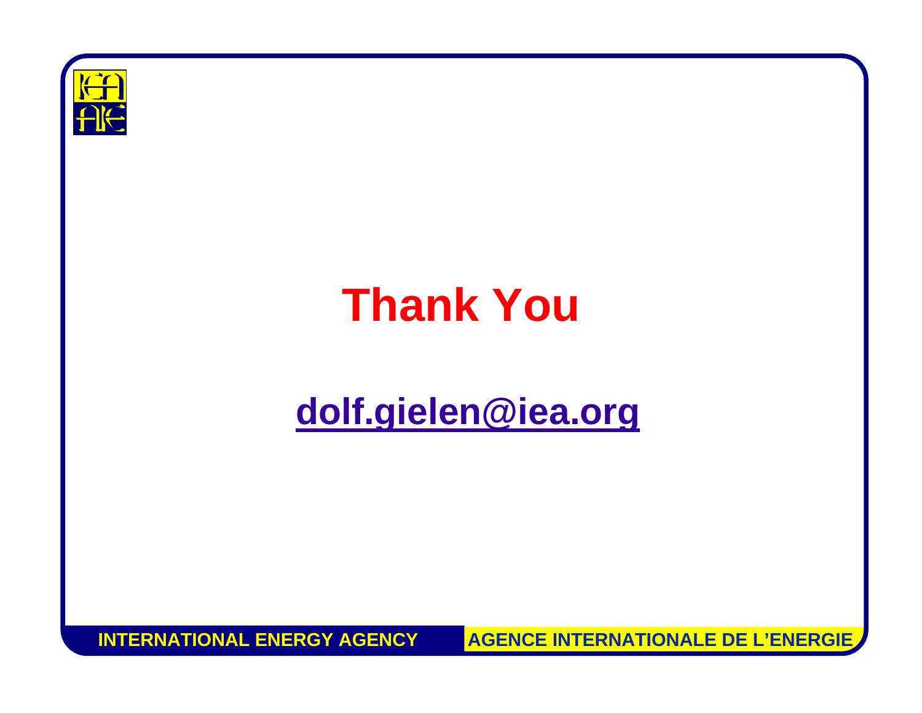# Thank You

dolf.gielen@iea.org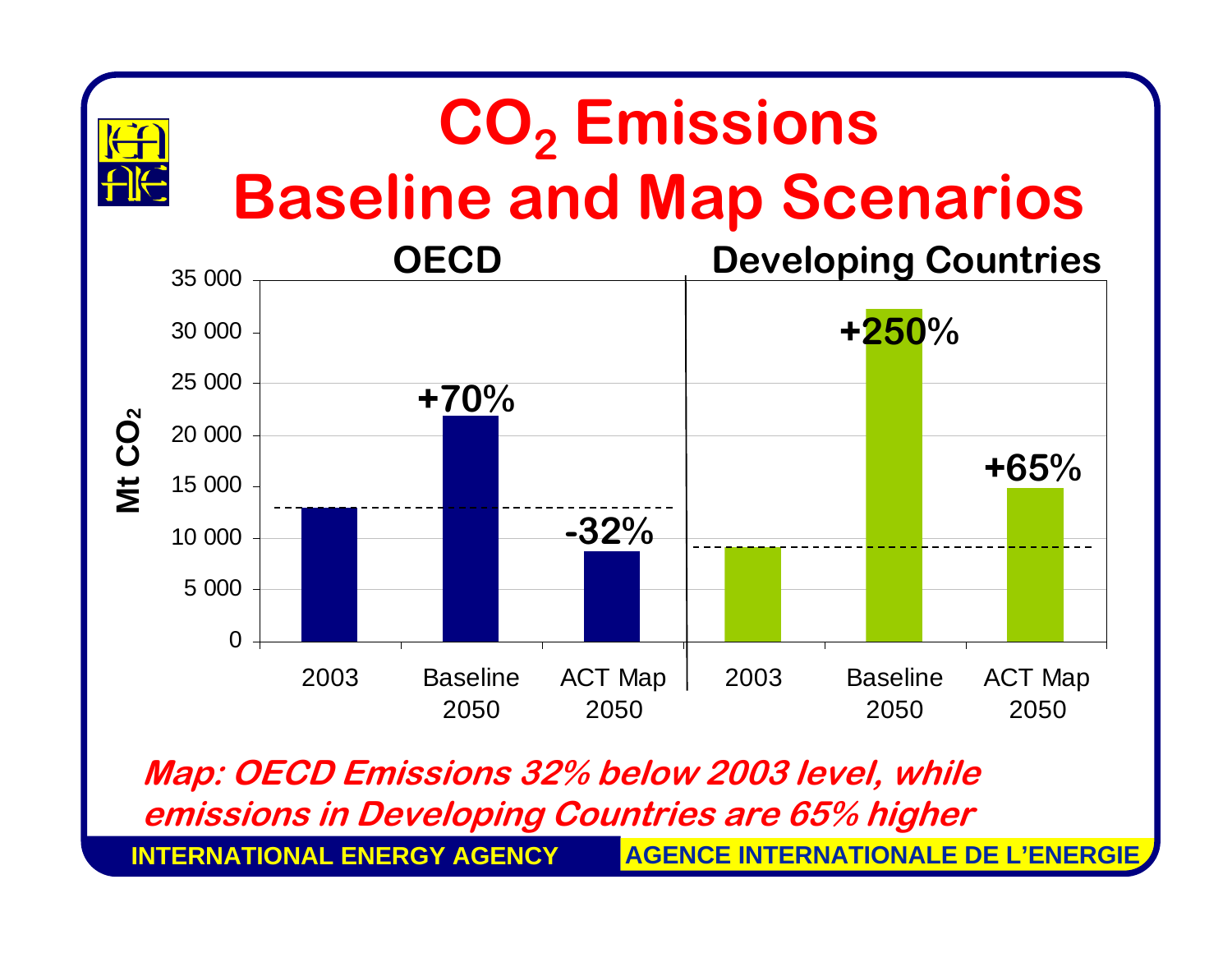# $CO_2$ Emissions Baseline and Map Scenarios

| | OECD | | | Developing Countries | | |
|---|---|---|---|---|---|---|
| | 2003 | Baseline 2050 | ACT Map 2050 | 2003 | Baseline 2050 | ACT Map 2050 |
| Change vs 2003 | | +70% | -32% | | +250% | +65% |

Mt $CO_2$ (axis: 0 – 35 000)

***Map: OECD Emissions 32% below 2003 level, while emissions in Developing Countries are 65% higher***

INTERNATIONAL ENERGY AGENCY — AGENCE INTERNATIONALE DE L'ENERGIE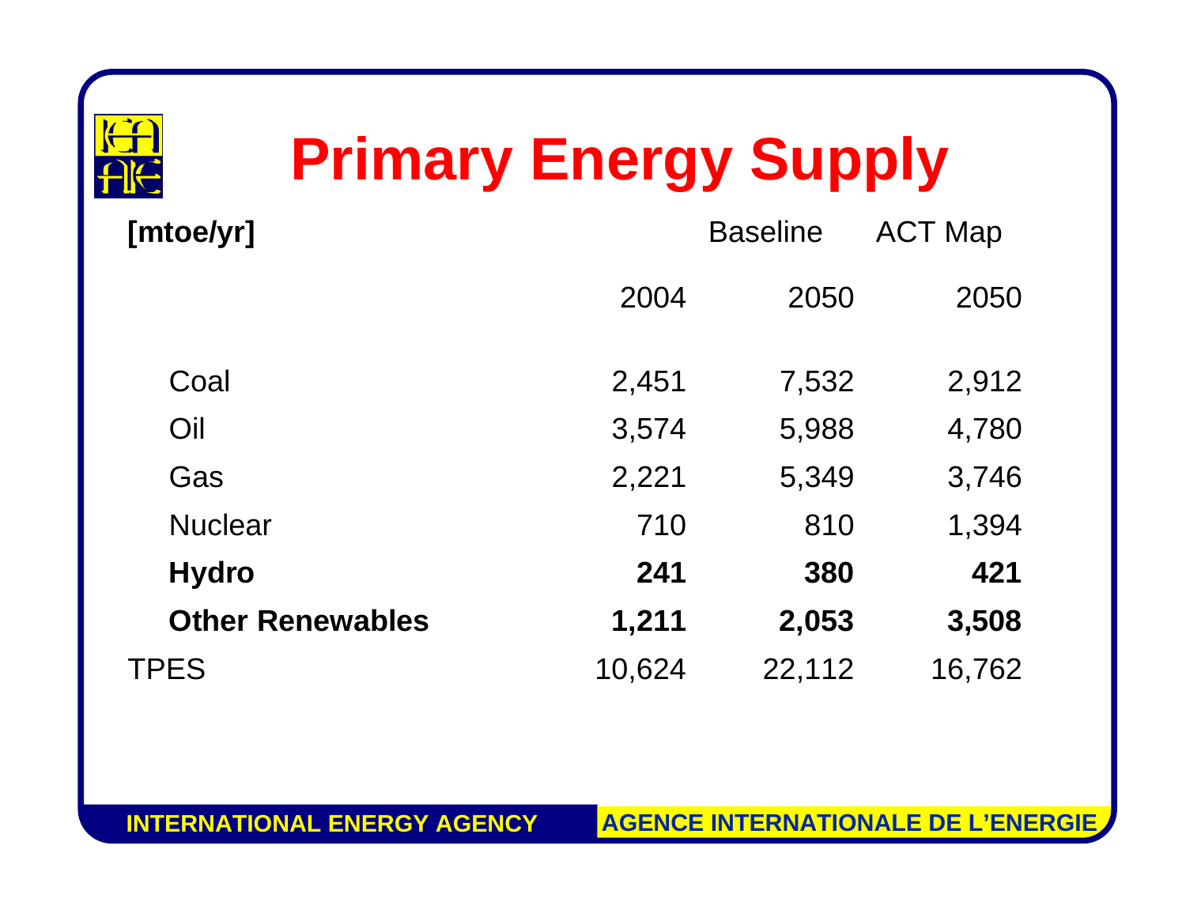# Primary Energy Supply

| [mtoe/yr] | | Baseline | ACT Map |
|---|---|---|---|
| | 2004 | 2050 | 2050 |
| Coal | 2,451 | 7,532 | 2,912 |
| Oil | 3,574 | 5,988 | 4,780 |
| Gas | 2,221 | 5,349 | 3,746 |
| Nuclear | 710 | 810 | 1,394 |
| **Hydro** | **241** | **380** | **421** |
| **Other Renewables** | **1,211** | **2,053** | **3,508** |
| TPES | 10,624 | 22,112 | 16,762 |